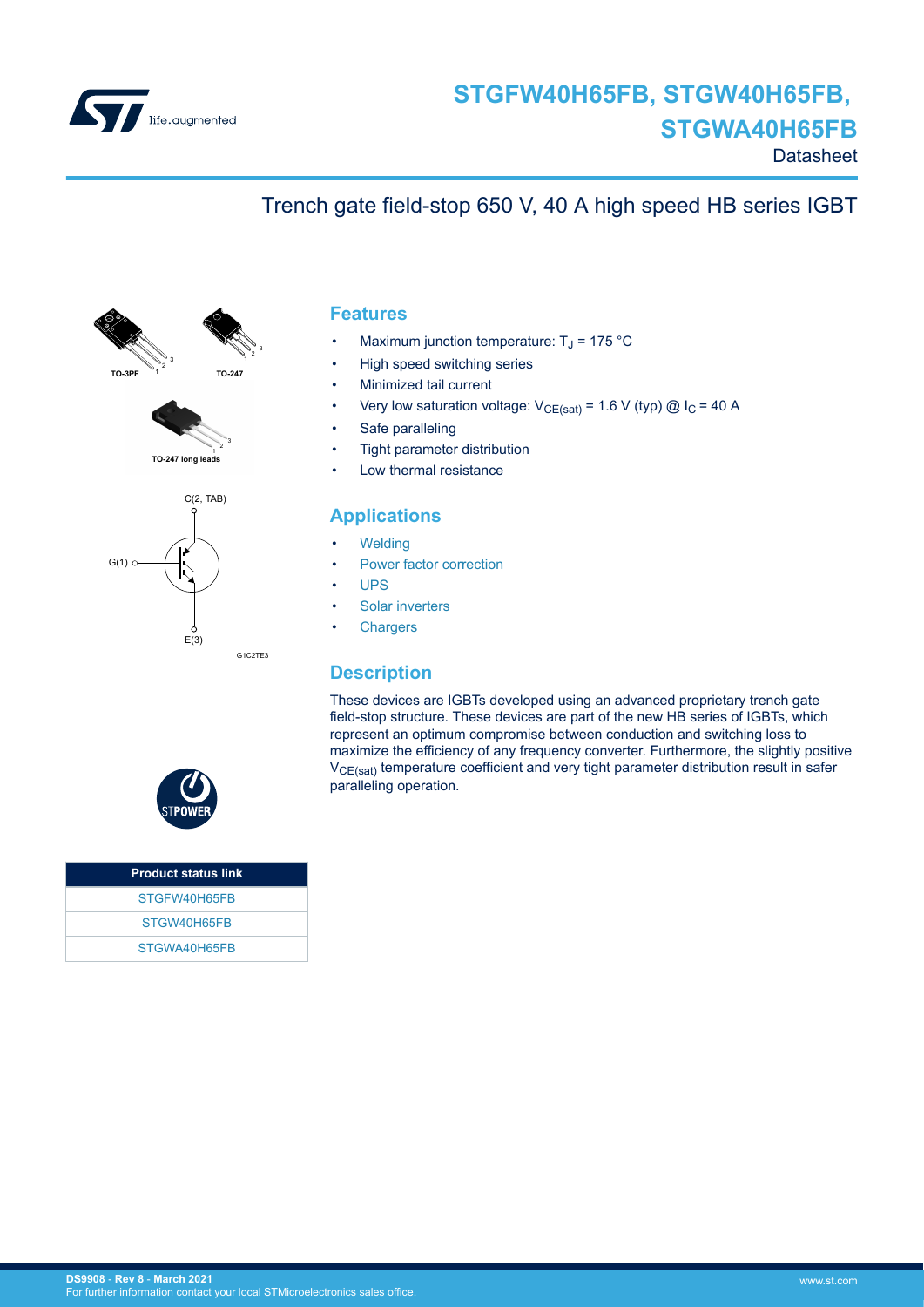# STGFW40H65FB, STGW40H65FB, STGWA40H65FB

Datasheet

## Trench gate field-stop 650 V, 40 A high speed HB series IGBT

TO-3PF TO-247

TO-247 long leads

C(2, TAB)

G(1)

E(3)

G1C2TE3

## Features

- Maximum junction temperature: $T_J$ = 175 °C
- High speed switching series
- Minimized tail current
- Very low saturation voltage: $V_{CE(sat)}$ = 1.6 V (typ) @ $I_C$ = 40 A
- Safe paralleling
- Tight parameter distribution
- Low thermal resistance

## Applications

- Welding
- Power factor correction
- UPS
- Solar inverters
- Chargers

## Description

These devices are IGBTs developed using an advanced proprietary trench gate field-stop structure. These devices are part of the new HB series of IGBTs, which represent an optimum compromise between conduction and switching loss to maximize the efficiency of any frequency converter. Furthermore, the slightly positive $V_{CE(sat)}$ temperature coefficient and very tight parameter distribution result in safer paralleling operation.

| Product status link |
|---|
| STGFW40H65FB |
| STGW40H65FB |
| STGWA40H65FB |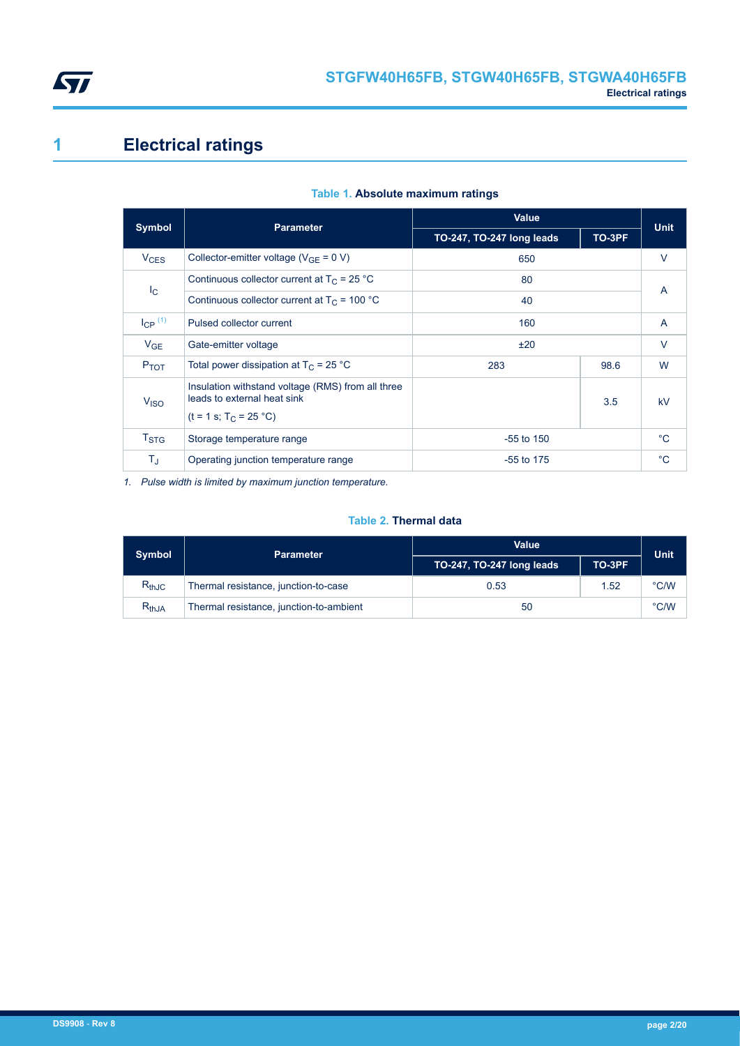# 1 Electrical ratings

**Table 1. Absolute maximum ratings**

| Symbol | Parameter | Value | | Unit |
|---|---|---|---|---|
| | | TO-247, TO-247 long leads | TO-3PF | |
| $V_{CES}$ | Collector-emitter voltage ($V_{GE}$ = 0 V) | 650 | | V |
| $I_C$ | Continuous collector current at $T_C$ = 25 °C | 80 | | A |
| | Continuous collector current at $T_C$ = 100 °C | 40 | | |
| $I_{CP}$ [(1)] | Pulsed collector current | 160 | | A |
| $V_{GE}$ | Gate-emitter voltage | ±20 | | V |
| $P_{TOT}$ | Total power dissipation at $T_C$ = 25 °C | 283 | 98.6 | W |
| $V_{ISO}$ | Insulation withstand voltage (RMS) from all three leads to external heat sink (t = 1 s; $T_C$ = 25 °C) | | 3.5 | kV |
| $T_{STG}$ | Storage temperature range | -55 to 150 | | °C |
| $T_J$ | Operating junction temperature range | -55 to 175 | | °C |

*1. Pulse width is limited by maximum junction temperature.*

**Table 2. Thermal data**

| Symbol | Parameter | Value | | Unit |
|---|---|---|---|---|
| | | TO-247, TO-247 long leads | TO-3PF | |
| $R_{thJC}$ | Thermal resistance, junction-to-case | 0.53 | 1.52 | °C/W |
| $R_{thJA}$ | Thermal resistance, junction-to-ambient | 50 | | °C/W |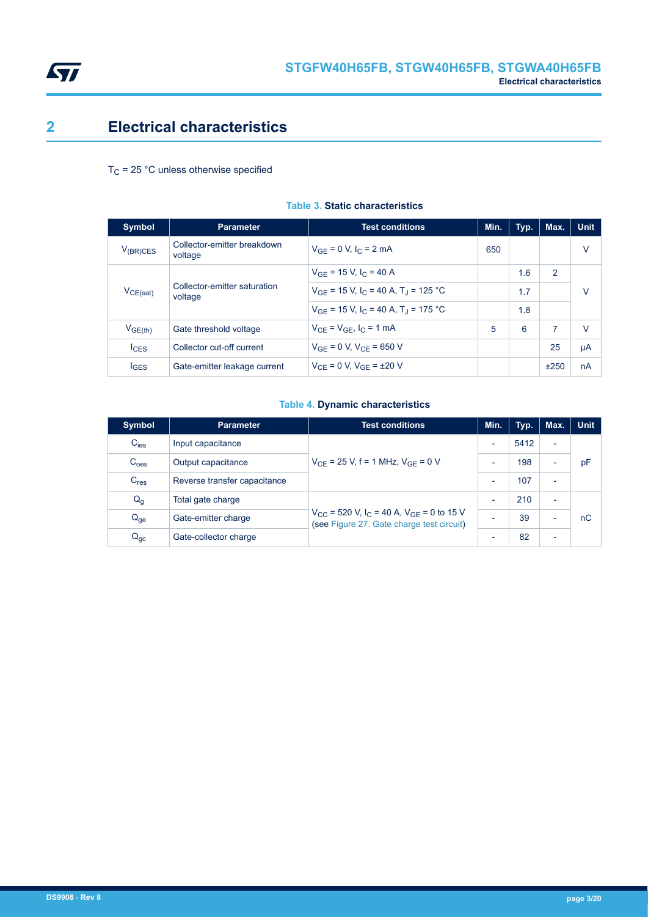# 2 Electrical characteristics

$T_C$ = 25 °C unless otherwise specified

**Table 3. Static characteristics**

| Symbol | Parameter | Test conditions | Min. | Typ. | Max. | Unit |
|---|---|---|---|---|---|---|
| $V_{(BR)CES}$ | Collector-emitter breakdown voltage | $V_{GE}$ = 0 V, $I_C$ = 2 mA | 650 | | | V |
| $V_{CE(sat)}$ | Collector-emitter saturation voltage | $V_{GE}$ = 15 V, $I_C$ = 40 A | | 1.6 | 2 | V |
| | | $V_{GE}$ = 15 V, $I_C$ = 40 A, $T_J$ = 125 °C | | 1.7 | | |
| | | $V_{GE}$ = 15 V, $I_C$ = 40 A, $T_J$ = 175 °C | | 1.8 | | |
| $V_{GE(th)}$ | Gate threshold voltage | $V_{CE}$ = $V_{GE}$, $I_C$ = 1 mA | 5 | 6 | 7 | V |
| $I_{CES}$ | Collector cut-off current | $V_{GE}$ = 0 V, $V_{CE}$ = 650 V | | | 25 | µA |
| $I_{GES}$ | Gate-emitter leakage current | $V_{CE}$ = 0 V, $V_{GE}$ = ±20 V | | | ±250 | nA |

**Table 4. Dynamic characteristics**

| Symbol | Parameter | Test conditions | Min. | Typ. | Max. | Unit |
|---|---|---|---|---|---|---|
| $C_{ies}$ | Input capacitance | $V_{CE}$ = 25 V, f = 1 MHz, $V_{GE}$ = 0 V | - | 5412 | - | pF |
| $C_{oes}$ | Output capacitance | | - | 198 | - | |
| $C_{res}$ | Reverse transfer capacitance | | - | 107 | - | |
| $Q_g$ | Total gate charge | $V_{CC}$ = 520 V, $I_C$ = 40 A, $V_{GE}$ = 0 to 15 V (see Figure 27. Gate charge test circuit) | - | 210 | - | nC |
| $Q_{ge}$ | Gate-emitter charge | | - | 39 | - | |
| $Q_{gc}$ | Gate-collector charge | | - | 82 | - | |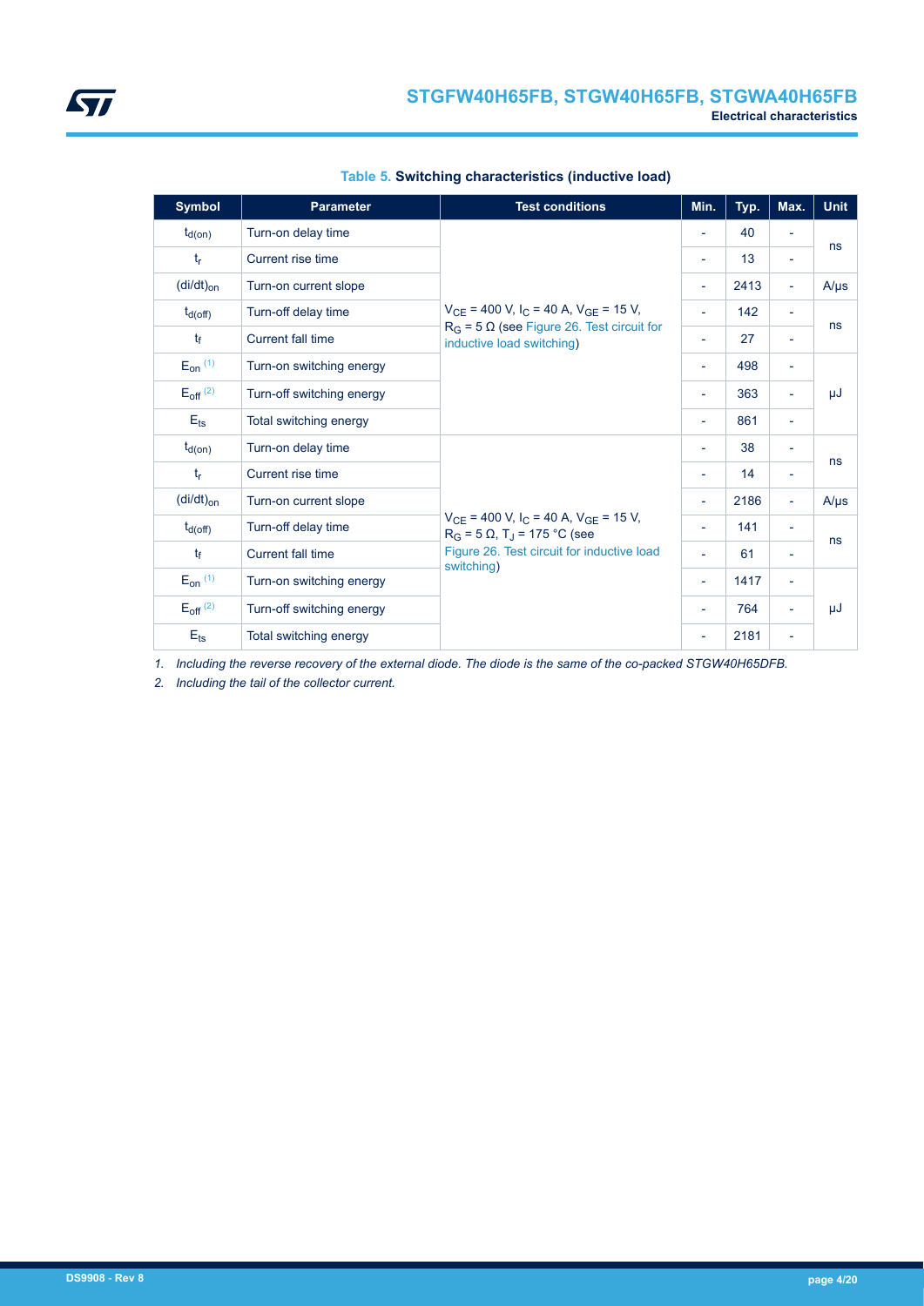**Table 5. Switching characteristics (inductive load)**

| Symbol | Parameter | Test conditions | Min. | Typ. | Max. | Unit |
| --- | --- | --- | --- | --- | --- | --- |
| $t_{d(on)}$ | Turn-on delay time | $V_{CE}$ = 400 V, $I_C$ = 40 A, $V_{GE}$ = 15 V, $R_G$ = 5 Ω (see Figure 26. Test circuit for inductive load switching) | - | 40 | - | ns |
| $t_r$ | Current rise time | | - | 13 | - | ns |
| $(di/dt)_{on}$ | Turn-on current slope | | - | 2413 | - | A/µs |
| $t_{d(off)}$ | Turn-off delay time | | - | 142 | - | ns |
| $t_f$ | Current fall time | | - | 27 | - | ns |
| $E_{on}$ (1) | Turn-on switching energy | | - | 498 | - | µJ |
| $E_{off}$ (2) | Turn-off switching energy | | - | 363 | - | µJ |
| $E_{ts}$ | Total switching energy | | - | 861 | - | µJ |
| $t_{d(on)}$ | Turn-on delay time | $V_{CE}$ = 400 V, $I_C$ = 40 A, $V_{GE}$ = 15 V, $R_G$ = 5 Ω, $T_J$ = 175 °C (see Figure 26. Test circuit for inductive load switching) | - | 38 | - | ns |
| $t_r$ | Current rise time | | - | 14 | - | ns |
| $(di/dt)_{on}$ | Turn-on current slope | | - | 2186 | - | A/µs |
| $t_{d(off)}$ | Turn-off delay time | | - | 141 | - | ns |
| $t_f$ | Current fall time | | - | 61 | - | ns |
| $E_{on}$ (1) | Turn-on switching energy | | - | 1417 | - | µJ |
| $E_{off}$ (2) | Turn-off switching energy | | - | 764 | - | µJ |
| $E_{ts}$ | Total switching energy | | - | 2181 | - | µJ |

1. *Including the reverse recovery of the external diode. The diode is the same of the co-packed STGW40H65DFB.*
2. *Including the tail of the collector current.*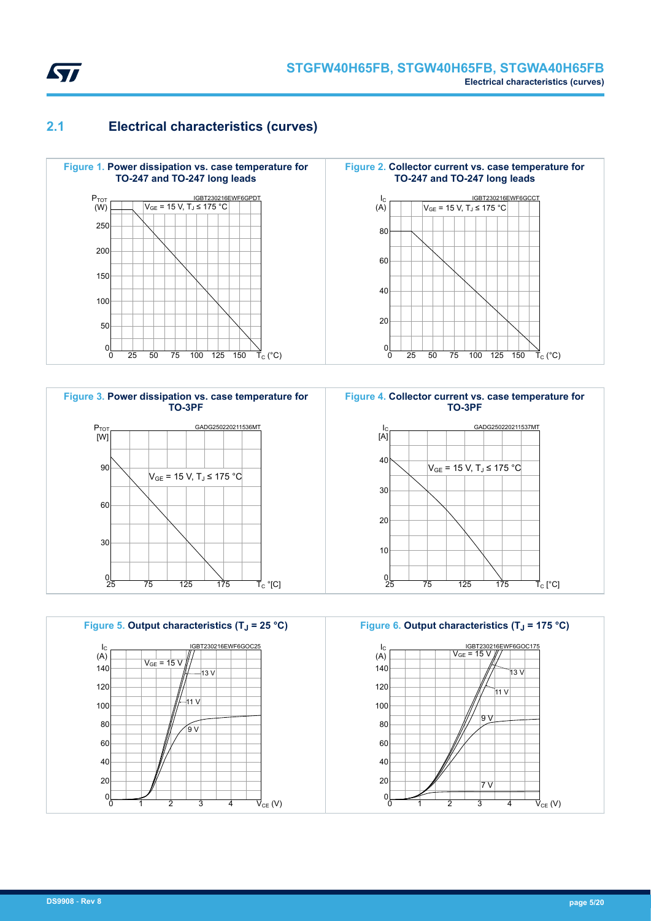## 2.1 Electrical characteristics (curves)

**Figure 1.** Power dissipation vs. case temperature for TO-247 and TO-247 long leads

**Figure 2.** Collector current vs. case temperature for TO-247 and TO-247 long leads

**Figure 3.** Power dissipation vs. case temperature for TO-3PF

**Figure 4.** Collector current vs. case temperature for TO-3PF

**Figure 5.** Output characteristics ($T_J$ = 25 °C)

**Figure 6.** Output characteristics ($T_J$ = 175 °C)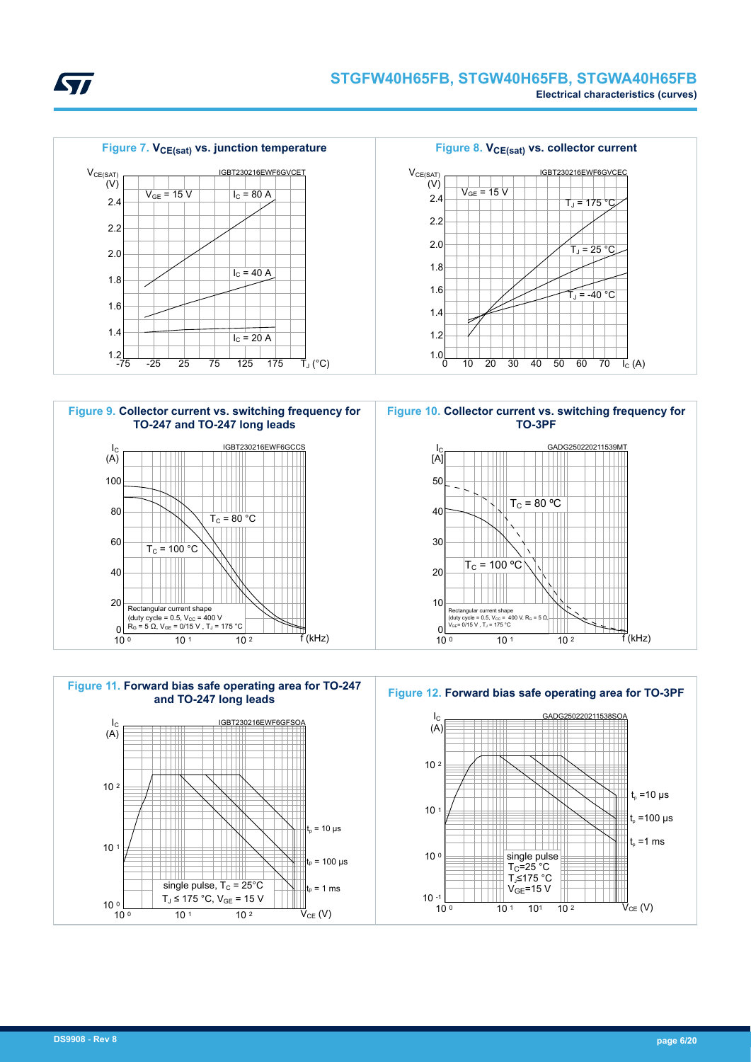**Figure 7.** $V_{CE(sat)}$ **vs. junction temperature**

**Figure 8.** $V_{CE(sat)}$ **vs. collector current**

**Figure 9. Collector current vs. switching frequency for TO-247 and TO-247 long leads**

**Figure 10. Collector current vs. switching frequency for TO-3PF**

**Figure 11. Forward bias safe operating area for TO-247 and TO-247 long leads**

**Figure 12. Forward bias safe operating area for TO-3PF**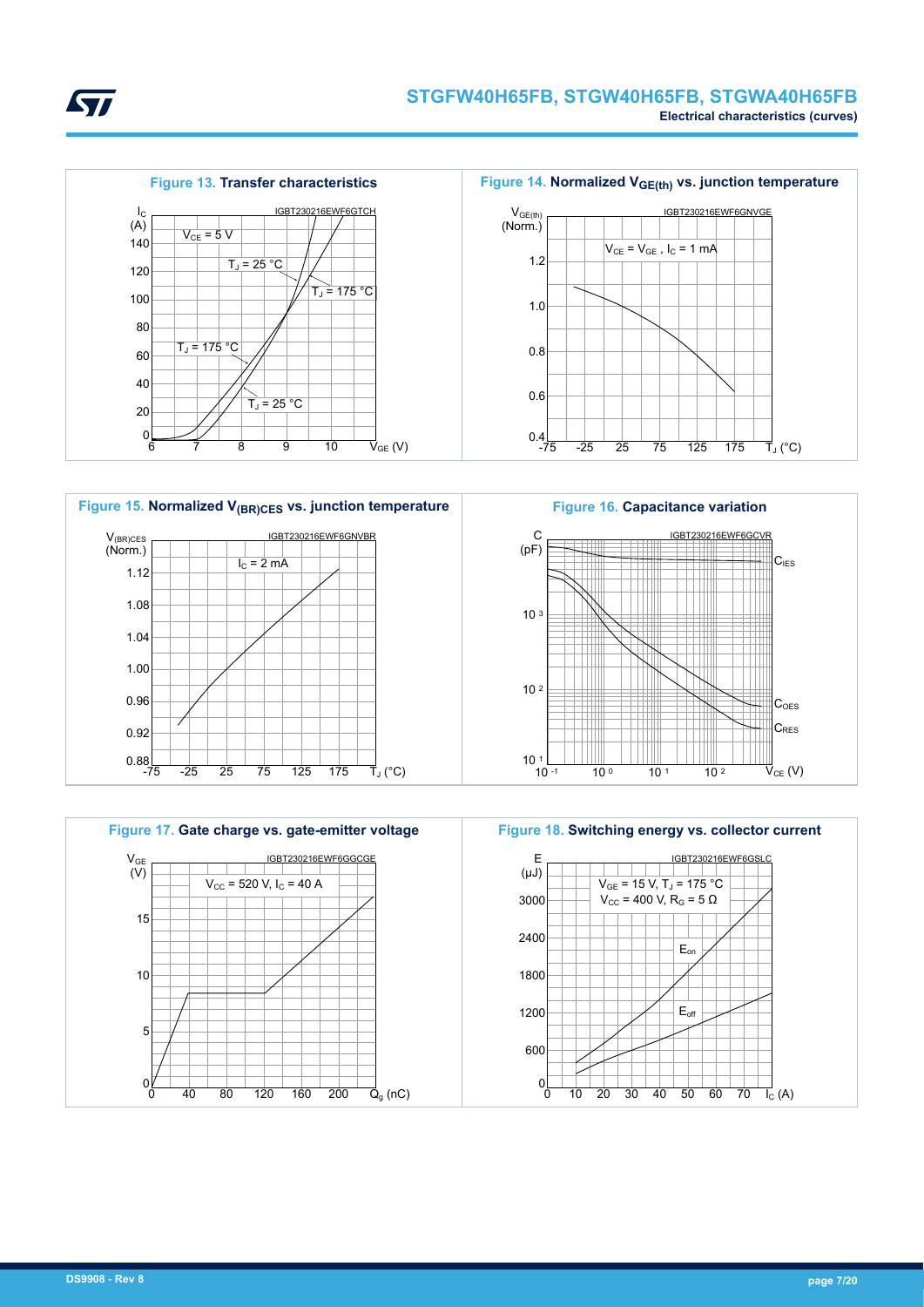**Figure 13.** Transfer characteristics

**Figure 14.** Normalized $V_{GE(th)}$ vs. junction temperature

**Figure 15.** Normalized $V_{(BR)CES}$ vs. junction temperature

**Figure 16.** Capacitance variation

**Figure 17.** Gate charge vs. gate-emitter voltage

**Figure 18.** Switching energy vs. collector current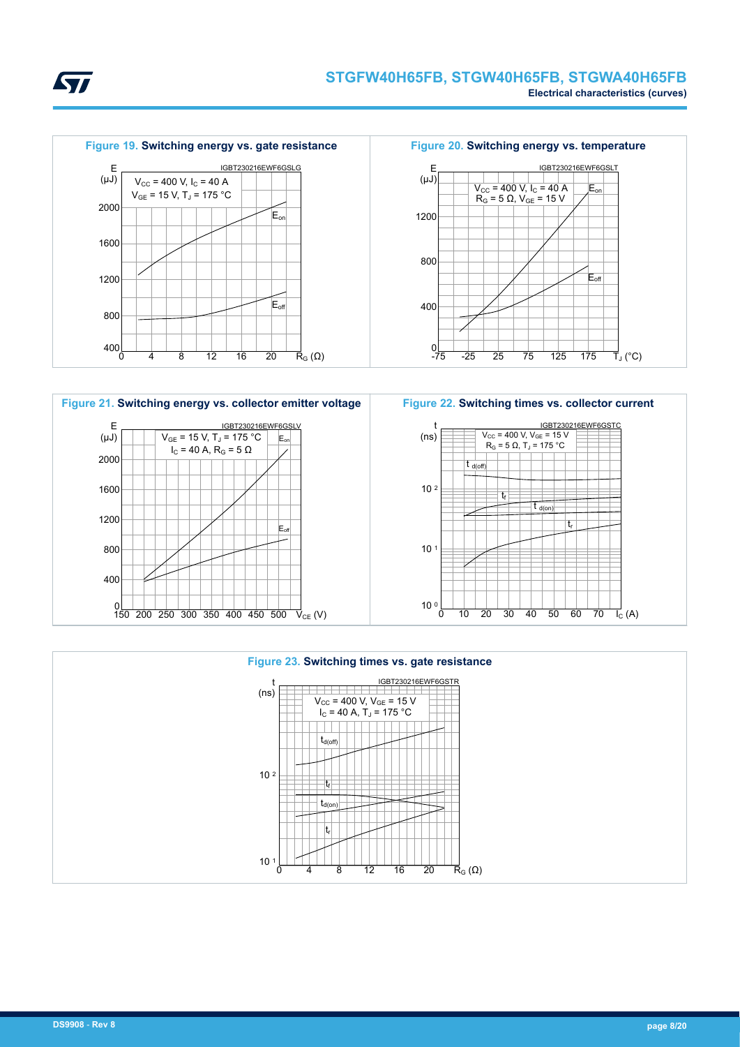**Figure 19. Switching energy vs. gate resistance**

**Figure 20. Switching energy vs. temperature**

**Figure 21. Switching energy vs. collector emitter voltage**

**Figure 22. Switching times vs. collector current**

**Figure 23. Switching times vs. gate resistance**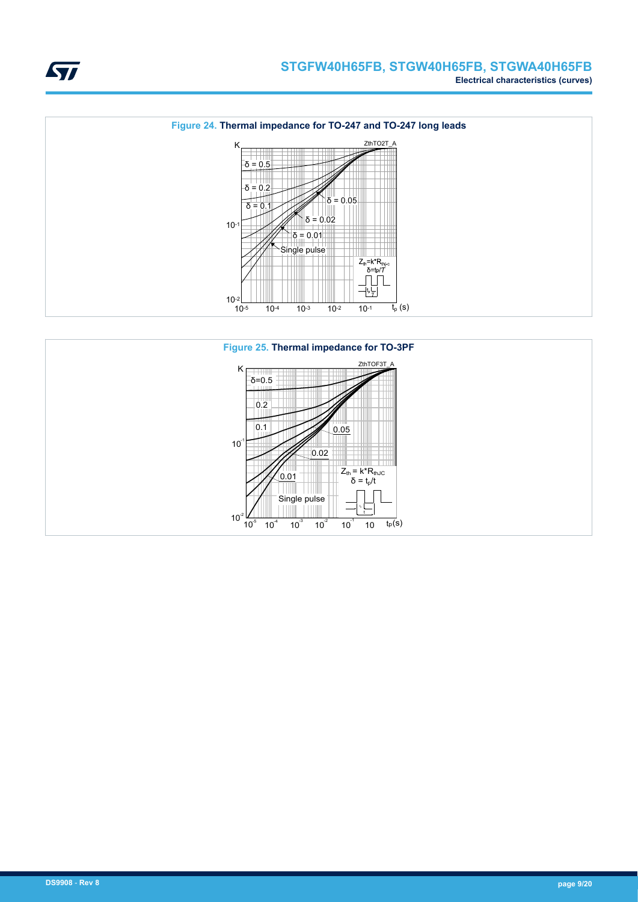**Figure 24. Thermal impedance for TO-247 and TO-247 long leads**

**Figure 25. Thermal impedance for TO-3PF**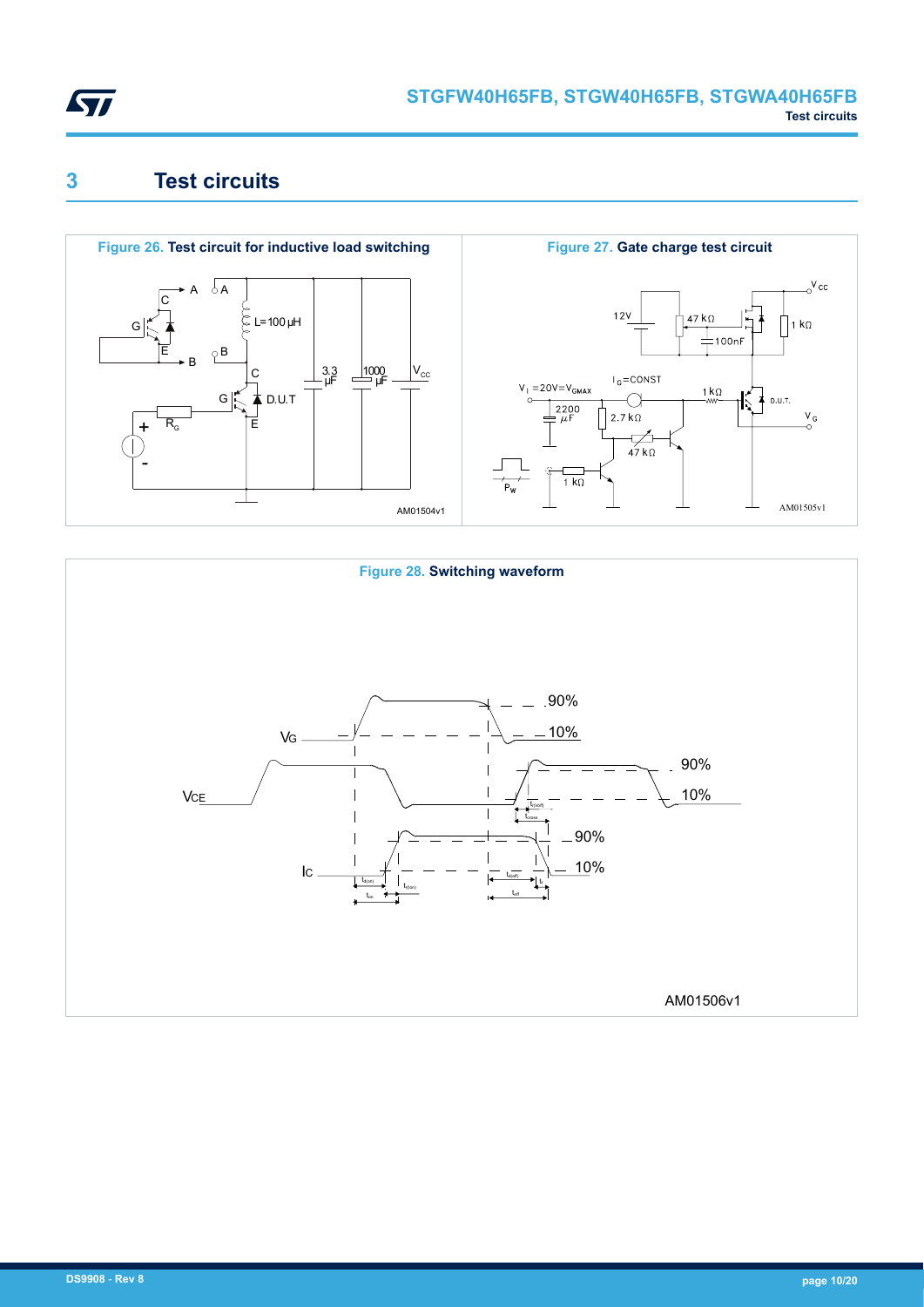# 3 Test circuits

**Figure 26. Test circuit for inductive load switching**

**Figure 27. Gate charge test circuit**

**Figure 28. Switching waveform**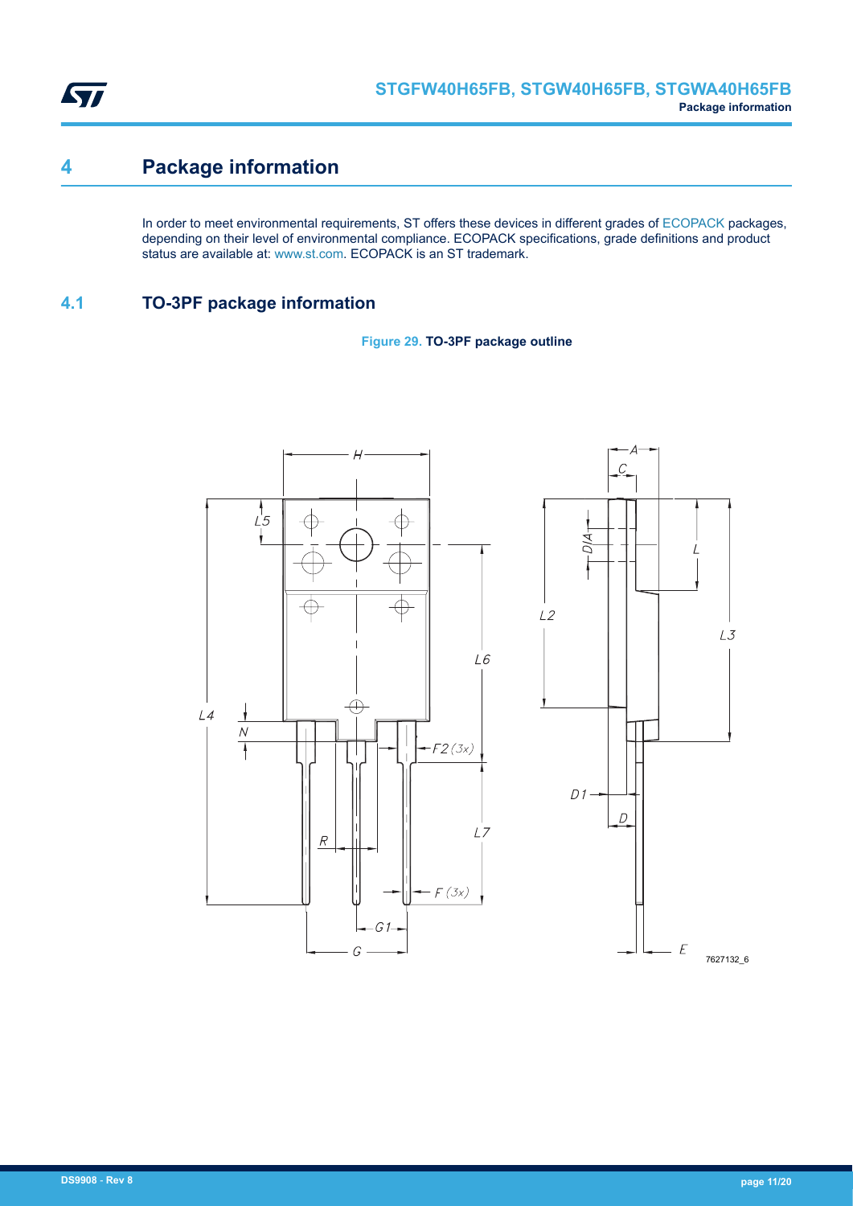# 4 Package information

In order to meet environmental requirements, ST offers these devices in different grades of ECOPACK packages, depending on their level of environmental compliance. ECOPACK specifications, grade definitions and product status are available at: www.st.com. ECOPACK is an ST trademark.

## 4.1 TO-3PF package information

**Figure 29. TO-3PF package outline**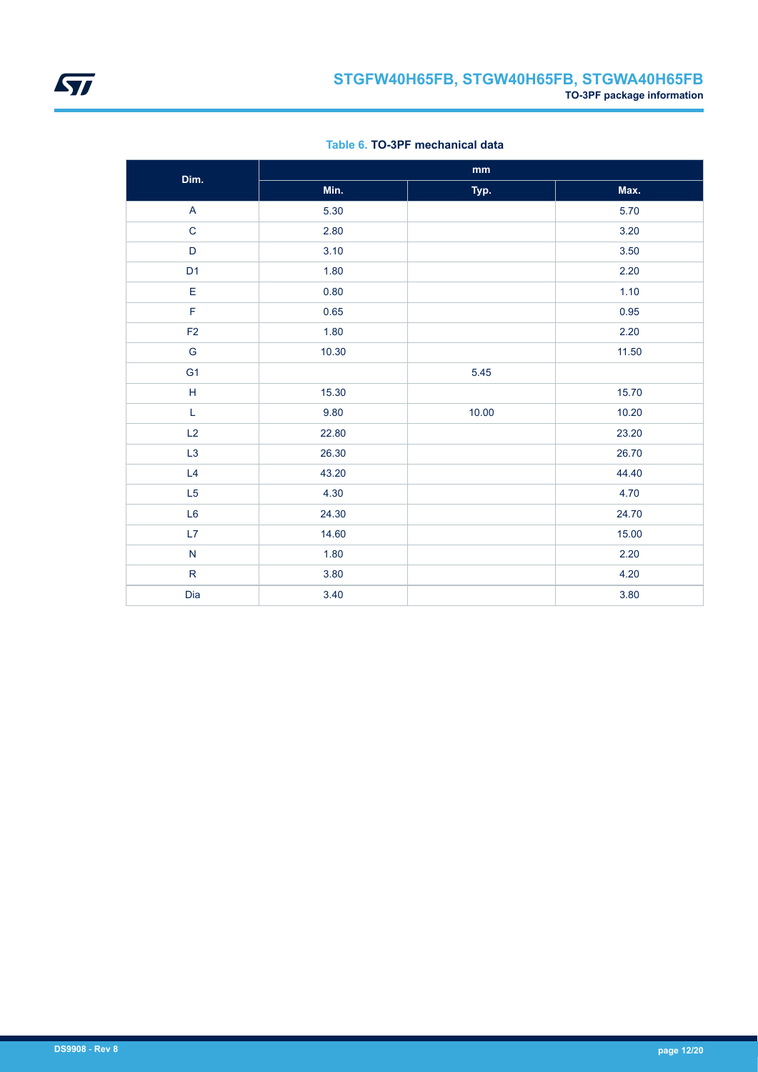**Table 6. TO-3PF mechanical data**

| Dim. | mm | | |
|---|---|---|---|
| | Min. | Typ. | Max. |
| A | 5.30 | | 5.70 |
| C | 2.80 | | 3.20 |
| D | 3.10 | | 3.50 |
| D1 | 1.80 | | 2.20 |
| E | 0.80 | | 1.10 |
| F | 0.65 | | 0.95 |
| F2 | 1.80 | | 2.20 |
| G | 10.30 | | 11.50 |
| G1 | | 5.45 | |
| H | 15.30 | | 15.70 |
| L | 9.80 | 10.00 | 10.20 |
| L2 | 22.80 | | 23.20 |
| L3 | 26.30 | | 26.70 |
| L4 | 43.20 | | 44.40 |
| L5 | 4.30 | | 4.70 |
| L6 | 24.30 | | 24.70 |
| L7 | 14.60 | | 15.00 |
| N | 1.80 | | 2.20 |
| R | 3.80 | | 4.20 |
| Dia | 3.40 | | 3.80 |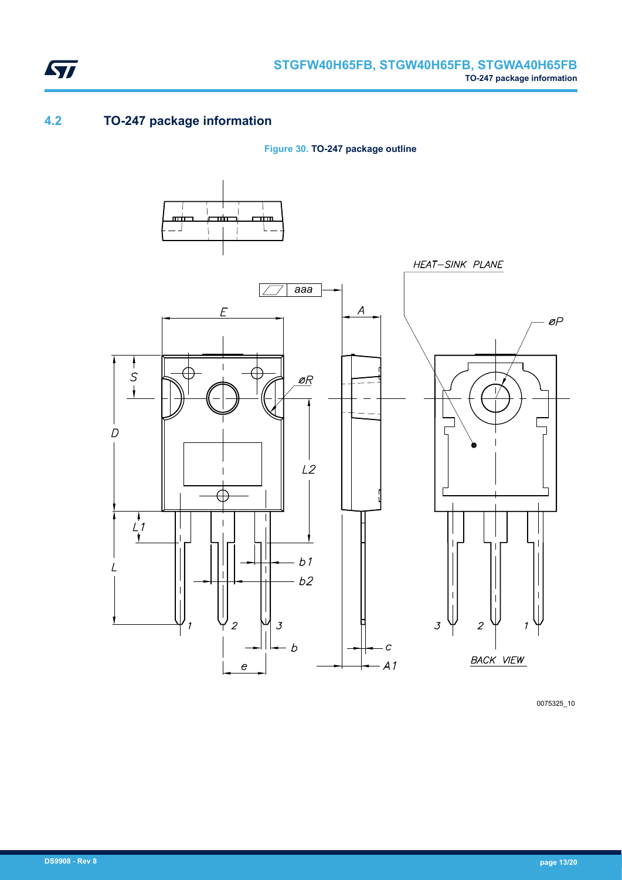## 4.2 TO-247 package information

**Figure 30. TO-247 package outline**

0075325_10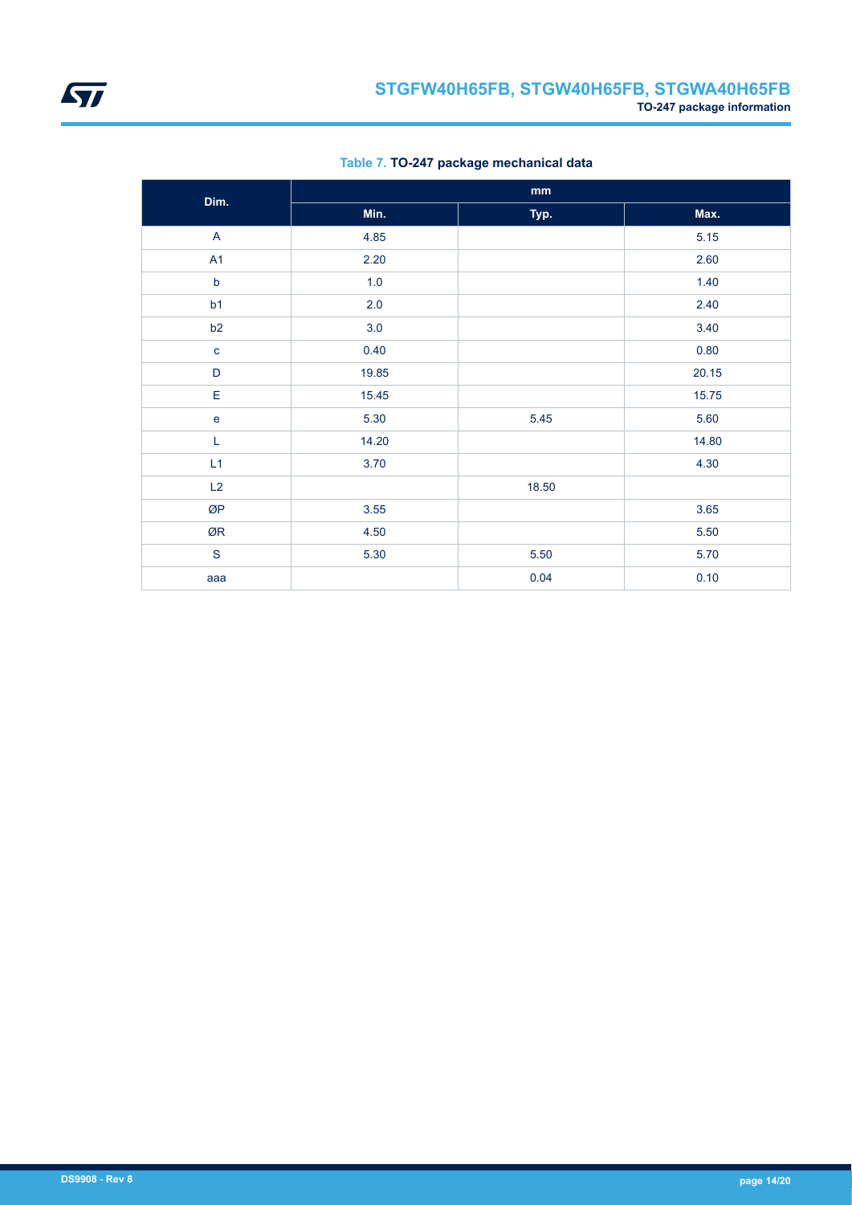**Table 7. TO-247 package mechanical data**

| Dim. | mm | | |
|---|---|---|---|
| | Min. | Typ. | Max. |
| A | 4.85 | | 5.15 |
| A1 | 2.20 | | 2.60 |
| b | 1.0 | | 1.40 |
| b1 | 2.0 | | 2.40 |
| b2 | 3.0 | | 3.40 |
| c | 0.40 | | 0.80 |
| D | 19.85 | | 20.15 |
| E | 15.45 | | 15.75 |
| e | 5.30 | 5.45 | 5.60 |
| L | 14.20 | | 14.80 |
| L1 | 3.70 | | 4.30 |
| L2 | | 18.50 | |
| ØP | 3.55 | | 3.65 |
| ØR | 4.50 | | 5.50 |
| S | 5.30 | 5.50 | 5.70 |
| aaa | | 0.04 | 0.10 |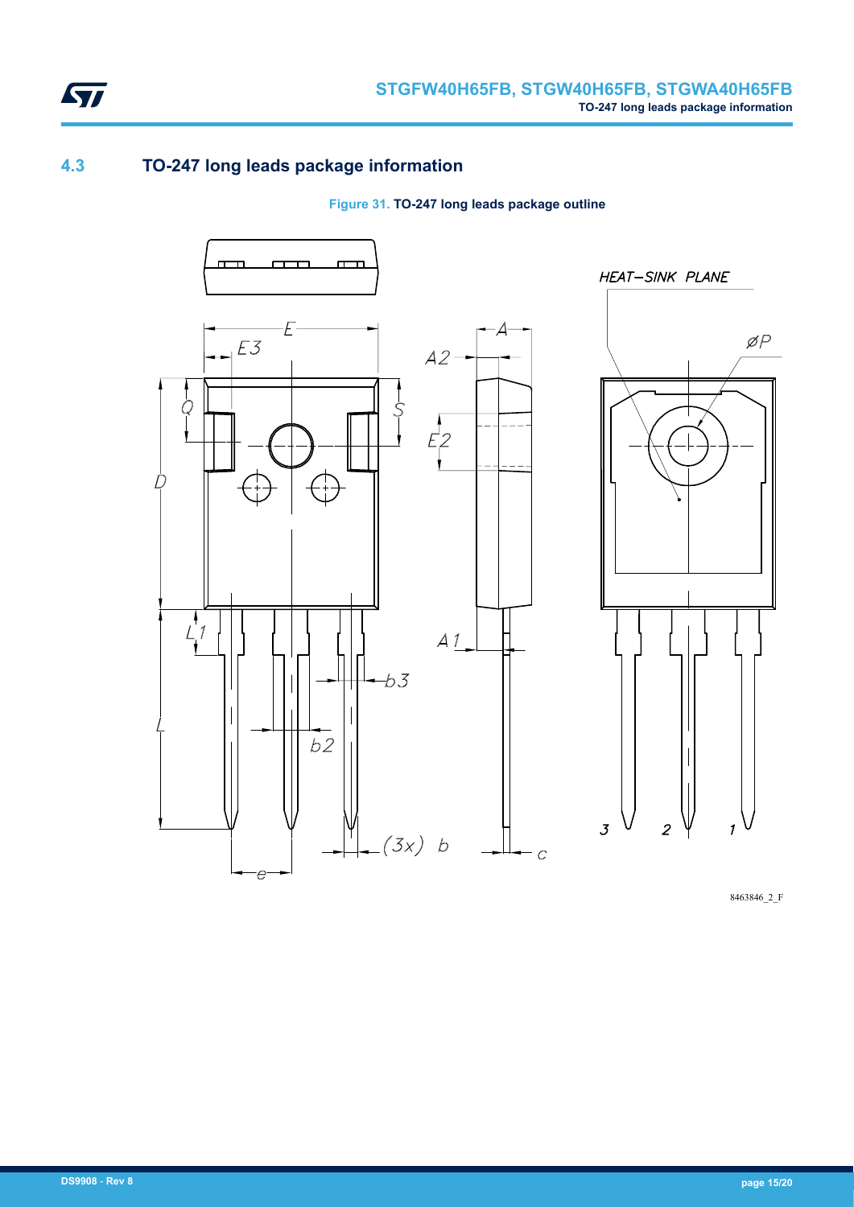## 4.3 TO-247 long leads package information

**Figure 31.** TO-247 long leads package outline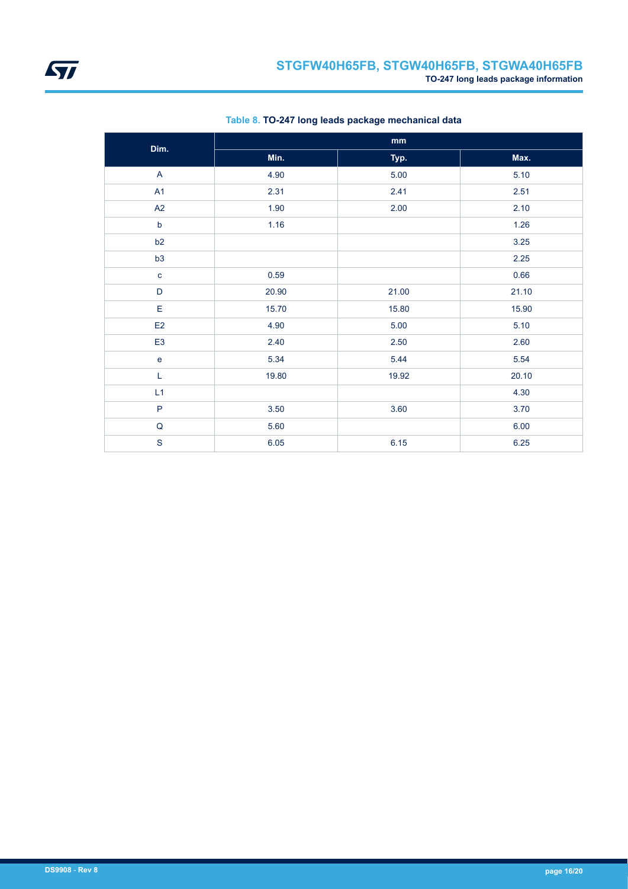Table 8. **TO-247 long leads package mechanical data**

| Dim. | mm | | |
|---|---|---|---|
| | Min. | Typ. | Max. |
| A | 4.90 | 5.00 | 5.10 |
| A1 | 2.31 | 2.41 | 2.51 |
| A2 | 1.90 | 2.00 | 2.10 |
| b | 1.16 | | 1.26 |
| b2 | | | 3.25 |
| b3 | | | 2.25 |
| c | 0.59 | | 0.66 |
| D | 20.90 | 21.00 | 21.10 |
| E | 15.70 | 15.80 | 15.90 |
| E2 | 4.90 | 5.00 | 5.10 |
| E3 | 2.40 | 2.50 | 2.60 |
| e | 5.34 | 5.44 | 5.54 |
| L | 19.80 | 19.92 | 20.10 |
| L1 | | | 4.30 |
| P | 3.50 | 3.60 | 3.70 |
| Q | 5.60 | | 6.00 |
| S | 6.05 | 6.15 | 6.25 |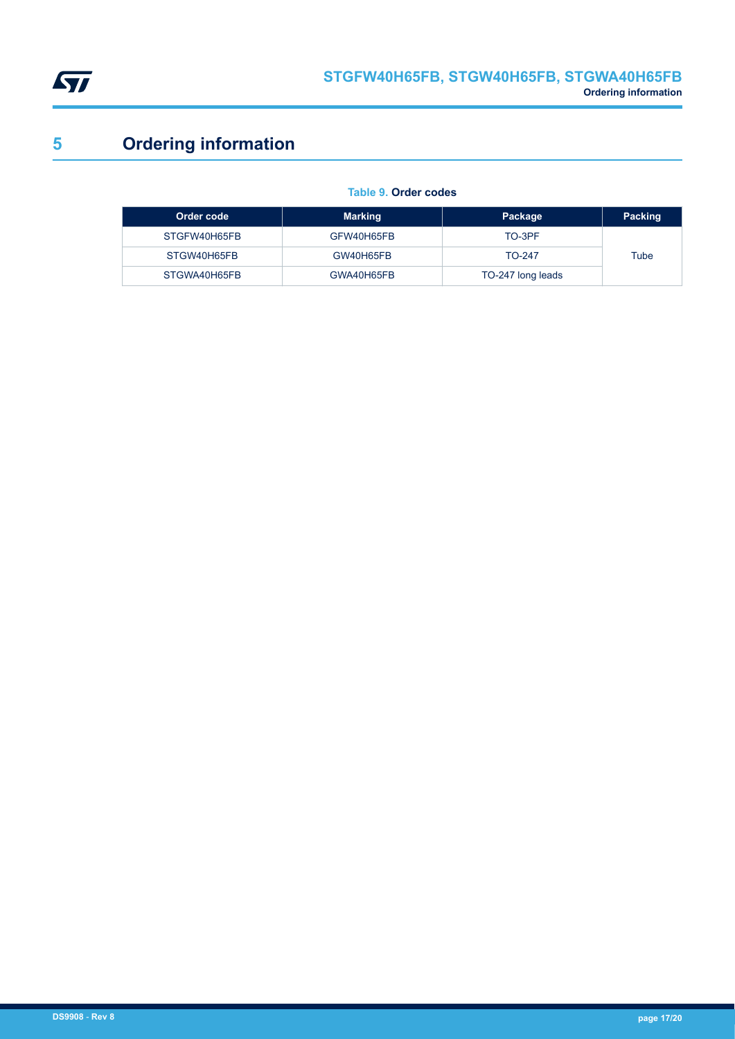# 5 Ordering information

**Table 9. Order codes**

| Order code | Marking | Package | Packing |
| --- | --- | --- | --- |
| STGFW40H65FB | GFW40H65FB | TO-3PF | Tube |
| STGW40H65FB | GW40H65FB | TO-247 | |
| STGWA40H65FB | GWA40H65FB | TO-247 long leads | |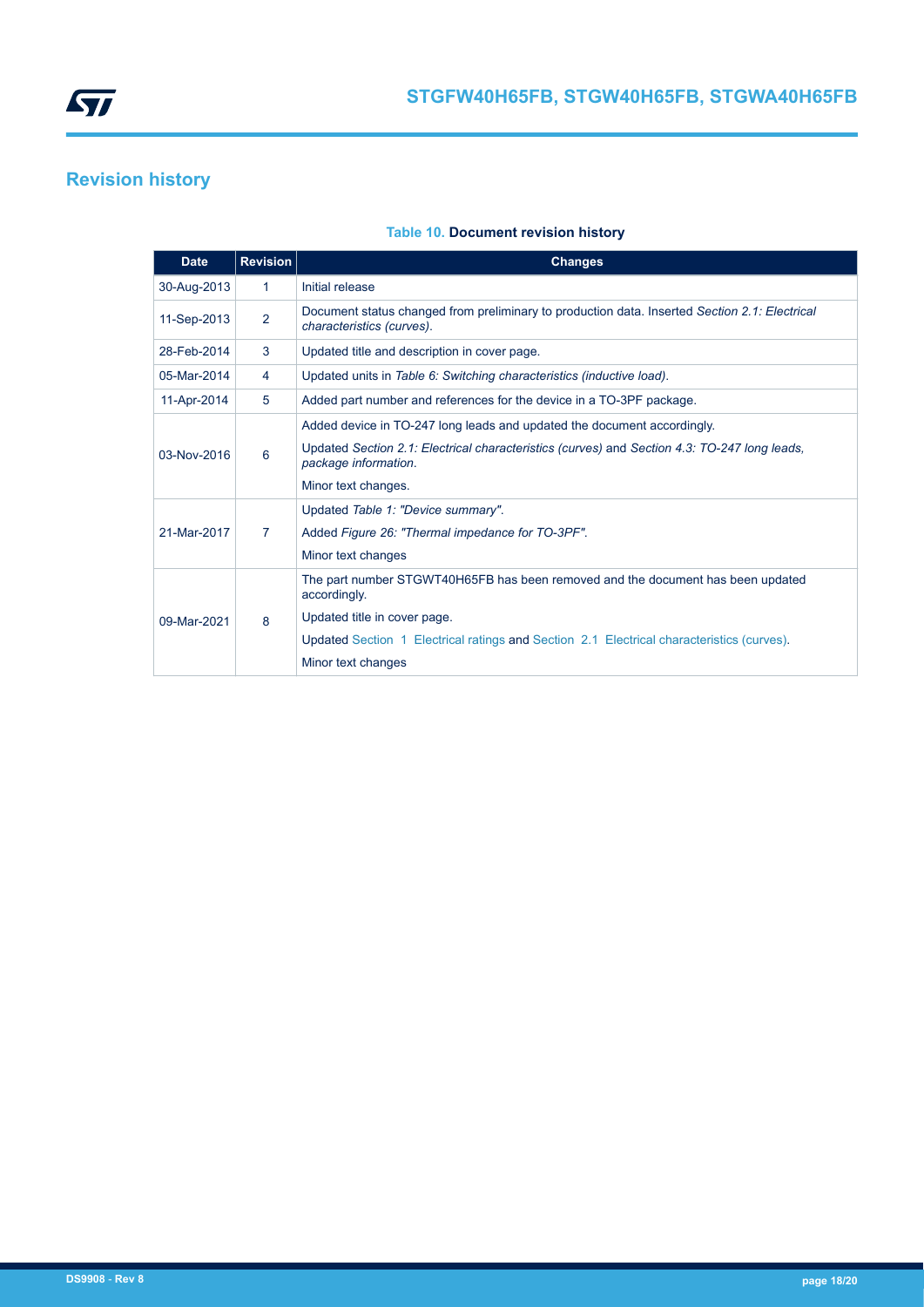# Revision history

**Table 10. Document revision history**

| Date | Revision | Changes |
|---|---|---|
| 30-Aug-2013 | 1 | Initial release |
| 11-Sep-2013 | 2 | Document status changed from preliminary to production data. Inserted *Section 2.1: Electrical characteristics (curves)*. |
| 28-Feb-2014 | 3 | Updated title and description in cover page. |
| 05-Mar-2014 | 4 | Updated units in *Table 6: Switching characteristics (inductive load)*. |
| 11-Apr-2014 | 5 | Added part number and references for the device in a TO-3PF package. |
| 03-Nov-2016 | 6 | Added device in TO-247 long leads and updated the document accordingly.<br>Updated *Section 2.1: Electrical characteristics (curves)* and *Section 4.3: TO-247 long leads, package information*.<br>Minor text changes. |
| 21-Mar-2017 | 7 | Updated *Table 1: "Device summary"*.<br>Added *Figure 26: "Thermal impedance for TO-3PF"*.<br>Minor text changes |
| 09-Mar-2021 | 8 | The part number STGWT40H65FB has been removed and the document has been updated accordingly.<br>Updated title in cover page.<br>Updated Section 1 Electrical ratings and Section 2.1 Electrical characteristics (curves).<br>Minor text changes |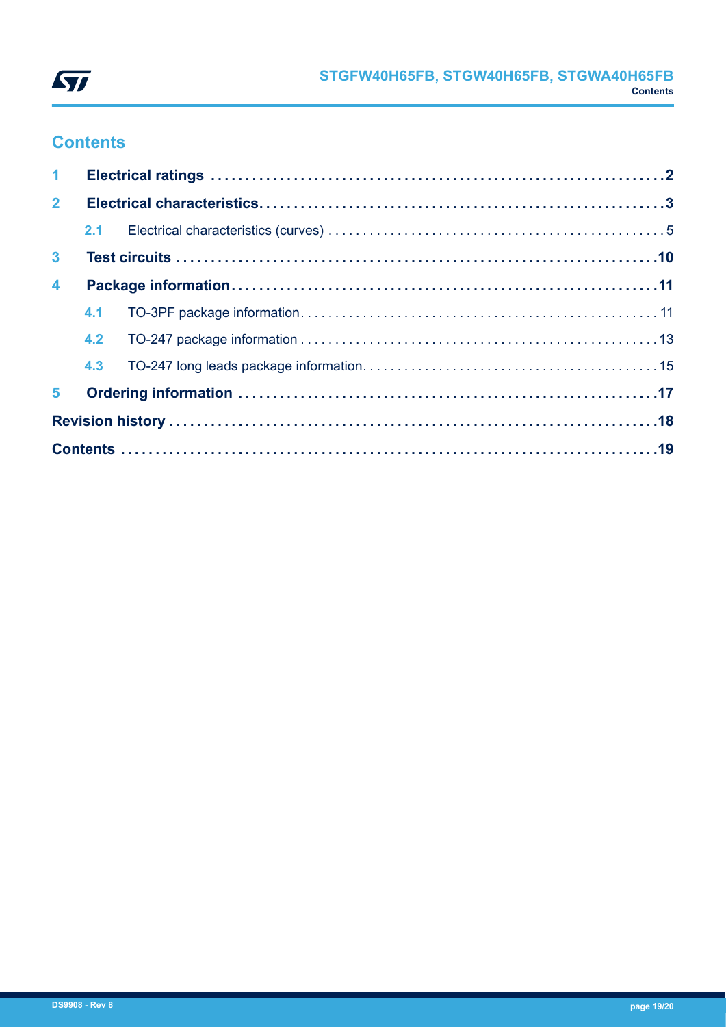# Contents

| | | |
|---|---|---|
| **1** | **Electrical ratings** | **2** |
| **2** | **Electrical characteristics** | **3** |
| 2.1 | Electrical characteristics (curves) | 5 |
| **3** | **Test circuits** | **10** |
| **4** | **Package information** | **11** |
| 4.1 | TO-3PF package information | 11 |
| 4.2 | TO-247 package information | 13 |
| 4.3 | TO-247 long leads package information | 15 |
| **5** | **Ordering information** | **17** |
| **Revision history** | | **18** |
| **Contents** | | **19** |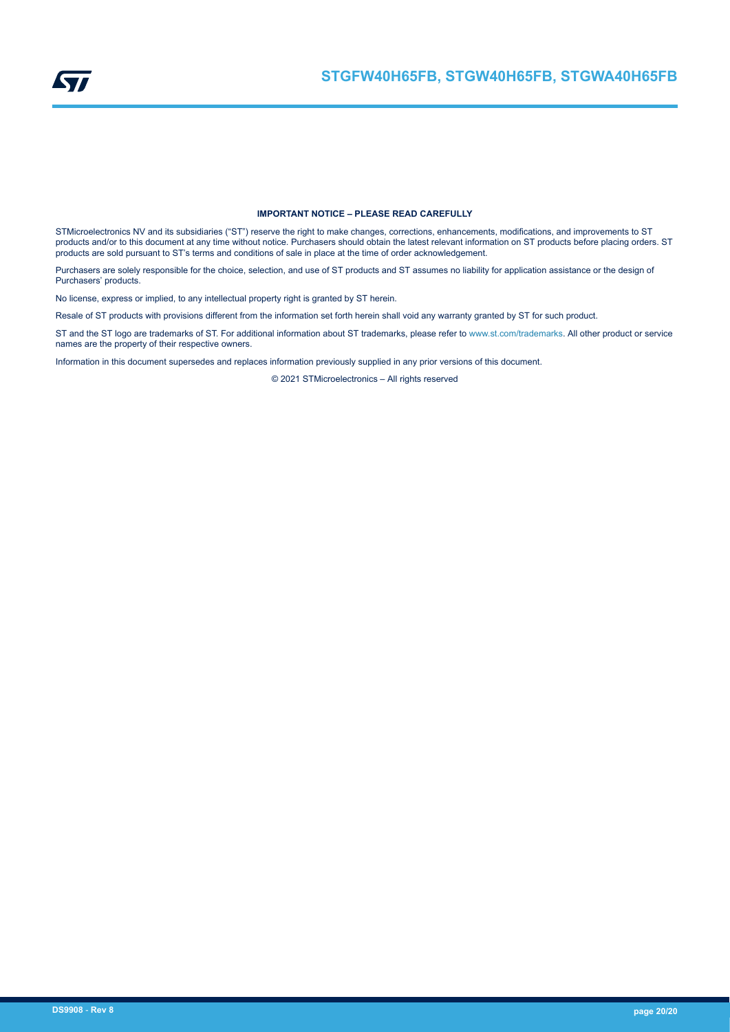**IMPORTANT NOTICE – PLEASE READ CAREFULLY**

STMicroelectronics NV and its subsidiaries ("ST") reserve the right to make changes, corrections, enhancements, modifications, and improvements to ST products and/or to this document at any time without notice. Purchasers should obtain the latest relevant information on ST products before placing orders. ST products are sold pursuant to ST's terms and conditions of sale in place at the time of order acknowledgement.

Purchasers are solely responsible for the choice, selection, and use of ST products and ST assumes no liability for application assistance or the design of Purchasers' products.

No license, express or implied, to any intellectual property right is granted by ST herein.

Resale of ST products with provisions different from the information set forth herein shall void any warranty granted by ST for such product.

ST and the ST logo are trademarks of ST. For additional information about ST trademarks, please refer to www.st.com/trademarks. All other product or service names are the property of their respective owners.

Information in this document supersedes and replaces information previously supplied in any prior versions of this document.

© 2021 STMicroelectronics – All rights reserved